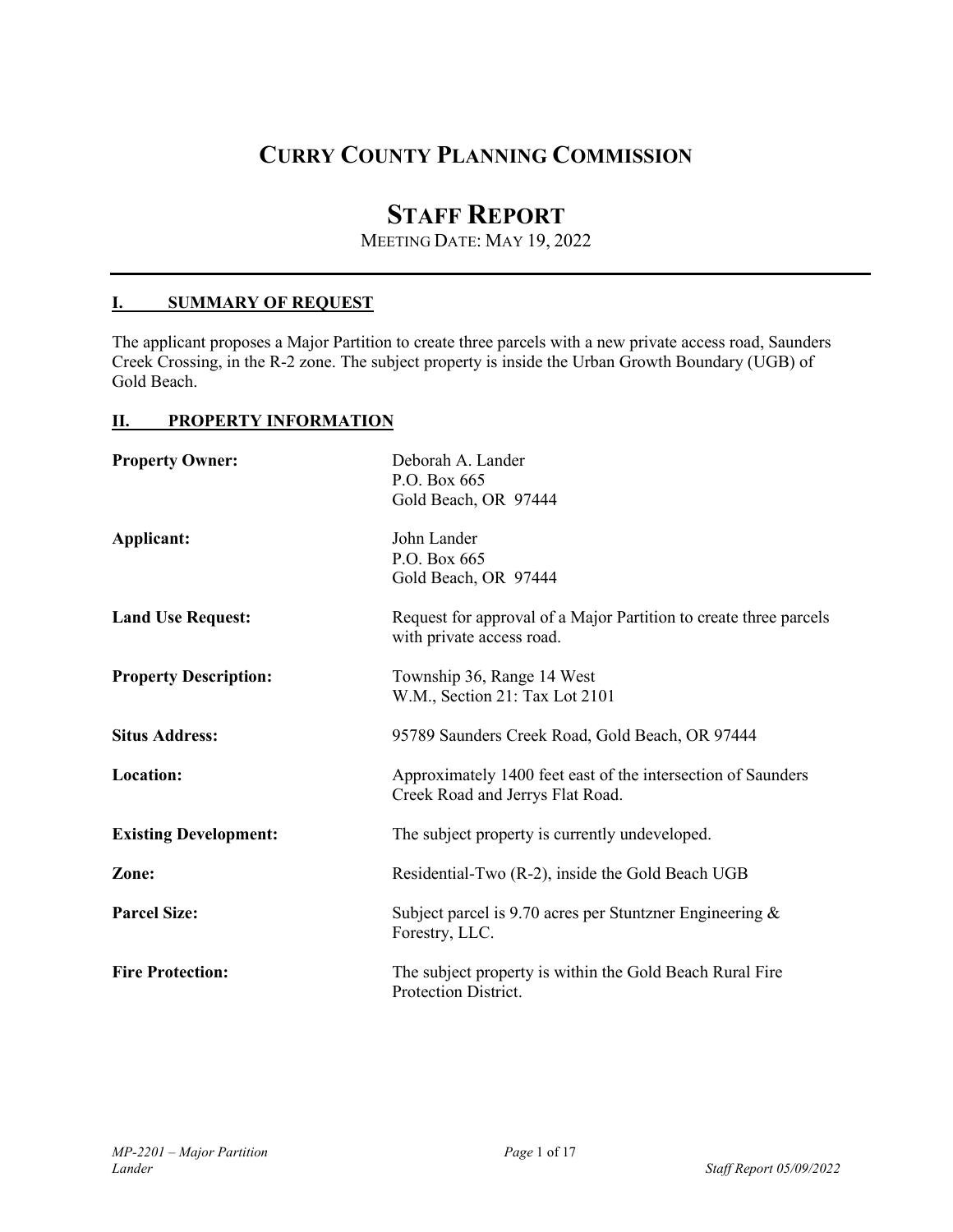# CURRY COUNTY PLANNING COMMISSION

# STAFF REPORT

MEETING DATE: MAY 19, 2022

## I. SUMMARY OF REQUEST

The applicant proposes a Major Partition to create three parcels with a new private access road, Saunders Creek Crossing, in the R-2 zone. The subject property is inside the Urban Growth Boundary (UGB) of Gold Beach.

## II. PROPERTY INFORMATION

**Property Owner:** Deborah A. Lander
P.O. Box 665
Gold Beach, OR 97444

**Applicant:** John Lander
P.O. Box 665
Gold Beach, OR 97444

**Land Use Request:** Request for approval of a Major Partition to create three parcels with private access road.

**Property Description:** Township 36, Range 14 West
W.M., Section 21: Tax Lot 2101

**Situs Address:** 95789 Saunders Creek Road, Gold Beach, OR 97444

**Location:** Approximately 1400 feet east of the intersection of Saunders Creek Road and Jerrys Flat Road.

**Existing Development:** The subject property is currently undeveloped.

**Zone:** Residential-Two (R-2), inside the Gold Beach UGB

**Parcel Size:** Subject parcel is 9.70 acres per Stuntzner Engineering & Forestry, LLC.

**Fire Protection:** The subject property is within the Gold Beach Rural Fire Protection District.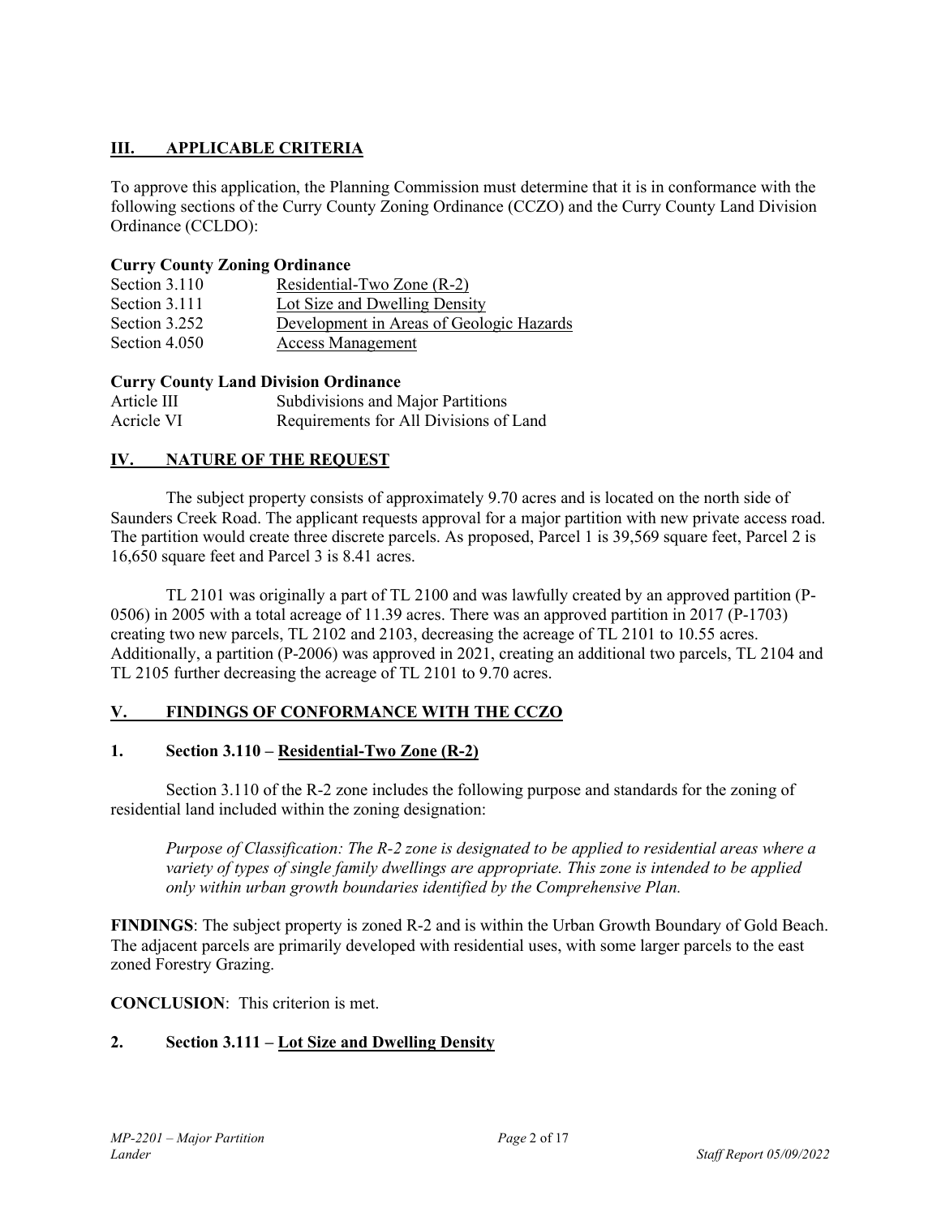## III. APPLICABLE CRITERIA

To approve this application, the Planning Commission must determine that it is in conformance with the following sections of the Curry County Zoning Ordinance (CCZO) and the Curry County Land Division Ordinance (CCLDO):

**Curry County Zoning Ordinance**

| | |
|---|---|
| Section 3.110 | Residential-Two Zone (R-2) |
| Section 3.111 | Lot Size and Dwelling Density |
| Section 3.252 | Development in Areas of Geologic Hazards |
| Section 4.050 | Access Management |

**Curry County Land Division Ordinance**

| | |
|---|---|
| Article III | Subdivisions and Major Partitions |
| Acricle VI | Requirements for All Divisions of Land |

## IV. NATURE OF THE REQUEST

The subject property consists of approximately 9.70 acres and is located on the north side of Saunders Creek Road. The applicant requests approval for a major partition with new private access road. The partition would create three discrete parcels. As proposed, Parcel 1 is 39,569 square feet, Parcel 2 is 16,650 square feet and Parcel 3 is 8.41 acres.

TL 2101 was originally a part of TL 2100 and was lawfully created by an approved partition (P-0506) in 2005 with a total acreage of 11.39 acres. There was an approved partition in 2017 (P-1703) creating two new parcels, TL 2102 and 2103, decreasing the acreage of TL 2101 to 10.55 acres. Additionally, a partition (P-2006) was approved in 2021, creating an additional two parcels, TL 2104 and TL 2105 further decreasing the acreage of TL 2101 to 9.70 acres.

## V. FINDINGS OF CONFORMANCE WITH THE CCZO

### 1. Section 3.110 – Residential-Two Zone (R-2)

Section 3.110 of the R-2 zone includes the following purpose and standards for the zoning of residential land included within the zoning designation:

*Purpose of Classification: The R-2 zone is designated to be applied to residential areas where a variety of types of single family dwellings are appropriate. This zone is intended to be applied only within urban growth boundaries identified by the Comprehensive Plan.*

**FINDINGS**: The subject property is zoned R-2 and is within the Urban Growth Boundary of Gold Beach. The adjacent parcels are primarily developed with residential uses, with some larger parcels to the east zoned Forestry Grazing.

**CONCLUSION**: This criterion is met.

### 2. Section 3.111 – Lot Size and Dwelling Density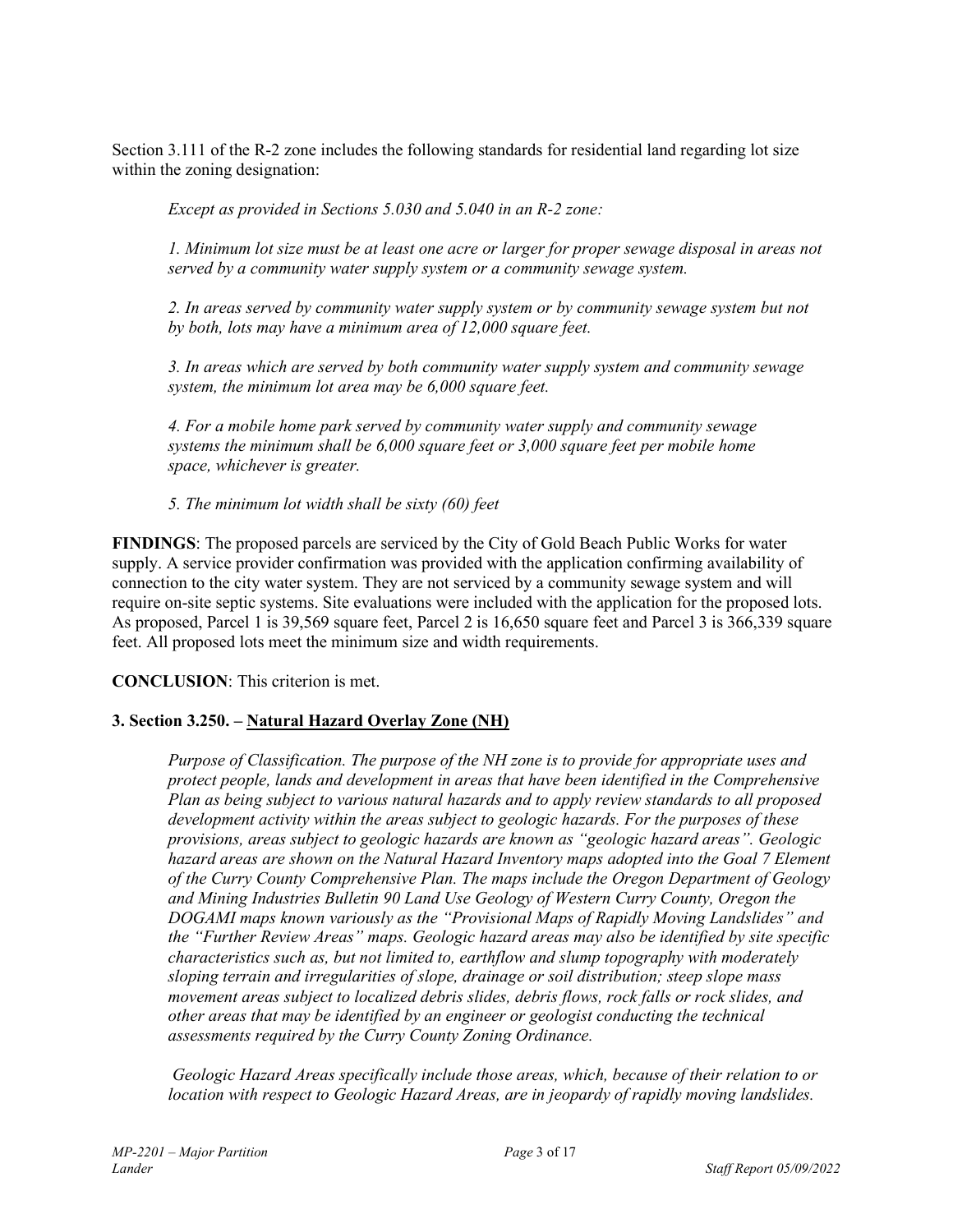Section 3.111 of the R-2 zone includes the following standards for residential land regarding lot size within the zoning designation:

> *Except as provided in Sections 5.030 and 5.040 in an R-2 zone:*
>
> *1. Minimum lot size must be at least one acre or larger for proper sewage disposal in areas not served by a community water supply system or a community sewage system.*
>
> *2. In areas served by community water supply system or by community sewage system but not by both, lots may have a minimum area of 12,000 square feet.*
>
> *3. In areas which are served by both community water supply system and community sewage system, the minimum lot area may be 6,000 square feet.*
>
> *4. For a mobile home park served by community water supply and community sewage systems the minimum shall be 6,000 square feet or 3,000 square feet per mobile home space, whichever is greater.*
>
> *5. The minimum lot width shall be sixty (60) feet*

**FINDINGS**: The proposed parcels are serviced by the City of Gold Beach Public Works for water supply. A service provider confirmation was provided with the application confirming availability of connection to the city water system. They are not serviced by a community sewage system and will require on-site septic systems. Site evaluations were included with the application for the proposed lots. As proposed, Parcel 1 is 39,569 square feet, Parcel 2 is 16,650 square feet and Parcel 3 is 366,339 square feet. All proposed lots meet the minimum size and width requirements.

**CONCLUSION**: This criterion is met.

### 3. Section 3.250. – Natural Hazard Overlay Zone (NH)

> *Purpose of Classification. The purpose of the NH zone is to provide for appropriate uses and protect people, lands and development in areas that have been identified in the Comprehensive Plan as being subject to various natural hazards and to apply review standards to all proposed development activity within the areas subject to geologic hazards. For the purposes of these provisions, areas subject to geologic hazards are known as "geologic hazard areas". Geologic hazard areas are shown on the Natural Hazard Inventory maps adopted into the Goal 7 Element of the Curry County Comprehensive Plan. The maps include the Oregon Department of Geology and Mining Industries Bulletin 90 Land Use Geology of Western Curry County, Oregon the DOGAMI maps known variously as the "Provisional Maps of Rapidly Moving Landslides" and the "Further Review Areas" maps. Geologic hazard areas may also be identified by site specific characteristics such as, but not limited to, earthflow and slump topography with moderately sloping terrain and irregularities of slope, drainage or soil distribution; steep slope mass movement areas subject to localized debris slides, debris flows, rock falls or rock slides, and other areas that may be identified by an engineer or geologist conducting the technical assessments required by the Curry County Zoning Ordinance.*
>
> *Geologic Hazard Areas specifically include those areas, which, because of their relation to or location with respect to Geologic Hazard Areas, are in jeopardy of rapidly moving landslides.*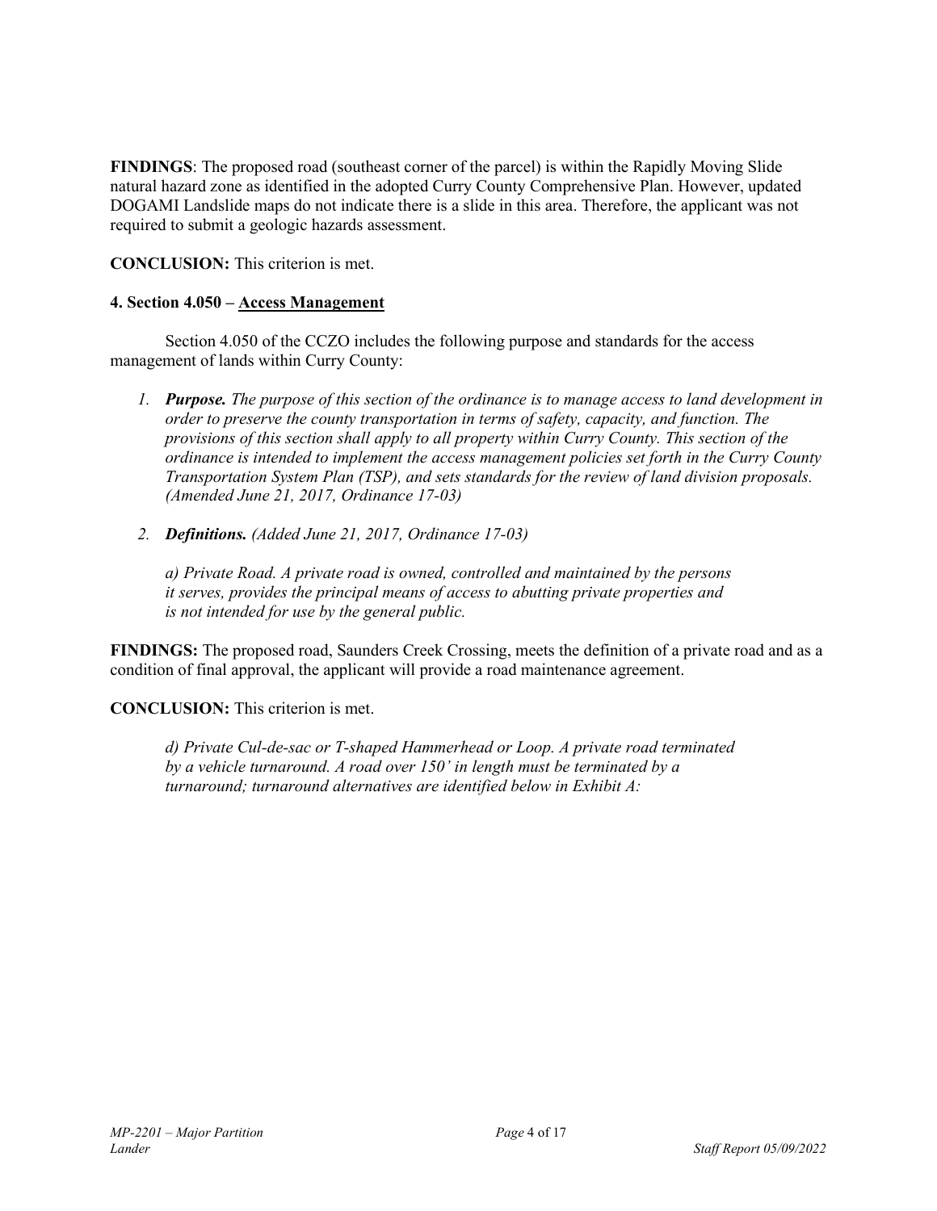**FINDINGS**: The proposed road (southeast corner of the parcel) is within the Rapidly Moving Slide natural hazard zone as identified in the adopted Curry County Comprehensive Plan. However, updated DOGAMI Landslide maps do not indicate there is a slide in this area. Therefore, the applicant was not required to submit a geologic hazards assessment.

**CONCLUSION:** This criterion is met.

**4. Section 4.050 – Access Management**

Section 4.050 of the CCZO includes the following purpose and standards for the access management of lands within Curry County:

1. ***Purpose.*** *The purpose of this section of the ordinance is to manage access to land development in order to preserve the county transportation in terms of safety, capacity, and function. The provisions of this section shall apply to all property within Curry County. This section of the ordinance is intended to implement the access management policies set forth in the Curry County Transportation System Plan (TSP), and sets standards for the review of land division proposals. (Amended June 21, 2017, Ordinance 17-03)*

2. ***Definitions.*** *(Added June 21, 2017, Ordinance 17-03)*

   *a) Private Road. A private road is owned, controlled and maintained by the persons it serves, provides the principal means of access to abutting private properties and is not intended for use by the general public.*

**FINDINGS:** The proposed road, Saunders Creek Crossing, meets the definition of a private road and as a condition of final approval, the applicant will provide a road maintenance agreement.

**CONCLUSION:** This criterion is met.

*d) Private Cul-de-sac or T-shaped Hammerhead or Loop. A private road terminated by a vehicle turnaround. A road over 150' in length must be terminated by a turnaround; turnaround alternatives are identified below in Exhibit A:*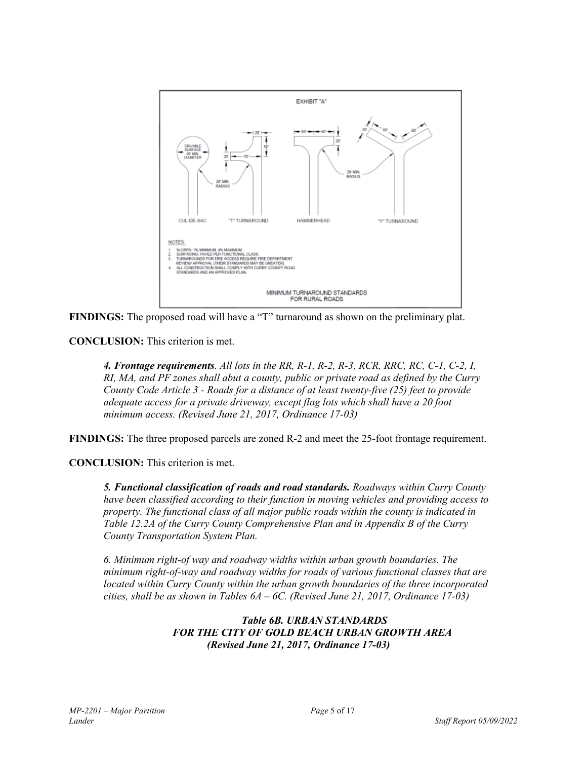EXHIBIT "A"

NOTES:
1. SLOPES: 1% MINIMUM, 4% MAXIMUM.
2. SURFACING: PAVED PER FUNCTIONAL CLASS.
3. TURNAROUNDS FOR FIRE ACCESS REQUIRE FIRE DEPARTMENT REVIEW/ APPROVAL (THEIR STANDARDS MAY BE GREATER).
4. ALL CONSTRUCTION SHALL COMPLY WITH CURRY COUNTY ROAD STANDARDS AND AN APPROVED PLAN.

MINIMUM TURNAROUND STANDARDS FOR RURAL ROADS

**FINDINGS:** The proposed road will have a "T" turnaround as shown on the preliminary plat.

**CONCLUSION:** This criterion is met.

> ***4. Frontage requirements****. All lots in the RR, R-1, R-2, R-3, RCR, RRC, RC, C-1, C-2, I, RI, MA, and PF zones shall abut a county, public or private road as defined by the Curry County Code Article 3 - Roads for a distance of at least twenty-five (25) feet to provide adequate access for a private driveway, except flag lots which shall have a 20 foot minimum access. (Revised June 21, 2017, Ordinance 17-03)*

**FINDINGS:** The three proposed parcels are zoned R-2 and meet the 25-foot frontage requirement.

**CONCLUSION:** This criterion is met.

> ***5. Functional classification of roads and road standards.*** *Roadways within Curry County have been classified according to their function in moving vehicles and providing access to property. The functional class of all major public roads within the county is indicated in Table 12.2A of the Curry County Comprehensive Plan and in Appendix B of the Curry County Transportation System Plan.*

> *6. Minimum right-of way and roadway widths within urban growth boundaries. The minimum right-of-way and roadway widths for roads of various functional classes that are located within Curry County within the urban growth boundaries of the three incorporated cities, shall be as shown in Tables 6A – 6C. (Revised June 21, 2017, Ordinance 17-03)*

***Table 6B. URBAN STANDARDS FOR THE CITY OF GOLD BEACH URBAN GROWTH AREA (Revised June 21, 2017, Ordinance 17-03)***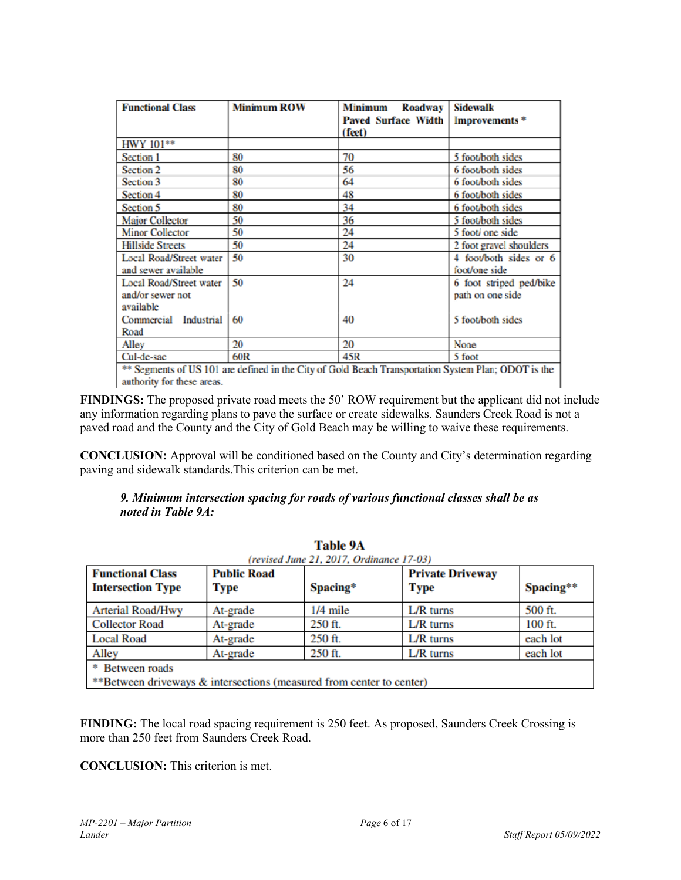| Functional Class | Minimum ROW | Minimum Roadway Paved Surface Width (feet) | Sidewalk Improvements * |
|---|---|---|---|
| HWY 101** | | | |
| Section 1 | 80 | 70 | 5 foot/both sides |
| Section 2 | 80 | 56 | 6 foot/both sides |
| Section 3 | 80 | 64 | 6 foot/both sides |
| Section 4 | 80 | 48 | 6 foot/both sides |
| Section 5 | 80 | 34 | 6 foot/both sides |
| Major Collector | 50 | 36 | 5 foot/both sides |
| Minor Collector | 50 | 24 | 5 foot/ one side |
| Hillside Streets | 50 | 24 | 2 foot gravel shoulders |
| Local Road/Street water and sewer available | 50 | 30 | 4 foot/both sides or 6 foot/one side |
| Local Road/Street water and/or sewer not available | 50 | 24 | 6 foot striped ped/bike path on one side |
| Commercial Industrial Road | 60 | 40 | 5 foot/both sides |
| Alley | 20 | 20 | None |
| Cul-de-sac | 60R | 45R | 5 foot |
| ** Segments of US 101 are defined in the City of Gold Beach Transportation System Plan; ODOT is the authority for these areas. | | | |

**FINDINGS:** The proposed private road meets the 50' ROW requirement but the applicant did not include any information regarding plans to pave the surface or create sidewalks. Saunders Creek Road is not a paved road and the County and the City of Gold Beach may be willing to waive these requirements.

**CONCLUSION:** Approval will be conditioned based on the County and City's determination regarding paving and sidewalk standards.This criterion can be met.

***9. Minimum intersection spacing for roads of various functional classes shall be as noted in Table 9A:***

**Table 9A**

*(revised June 21, 2017, Ordinance 17-03)*

| Functional Class Intersection Type | Public Road Type | Spacing* | Private Driveway Type | Spacing** |
|---|---|---|---|---|
| Arterial Road/Hwy | At-grade | 1/4 mile | L/R turns | 500 ft. |
| Collector Road | At-grade | 250 ft. | L/R turns | 100 ft. |
| Local Road | At-grade | 250 ft. | L/R turns | each lot |
| Alley | At-grade | 250 ft. | L/R turns | each lot |
| * Between roads<br>**Between driveways & intersections (measured from center to center) | | | | |

**FINDING:** The local road spacing requirement is 250 feet. As proposed, Saunders Creek Crossing is more than 250 feet from Saunders Creek Road.

**CONCLUSION:** This criterion is met.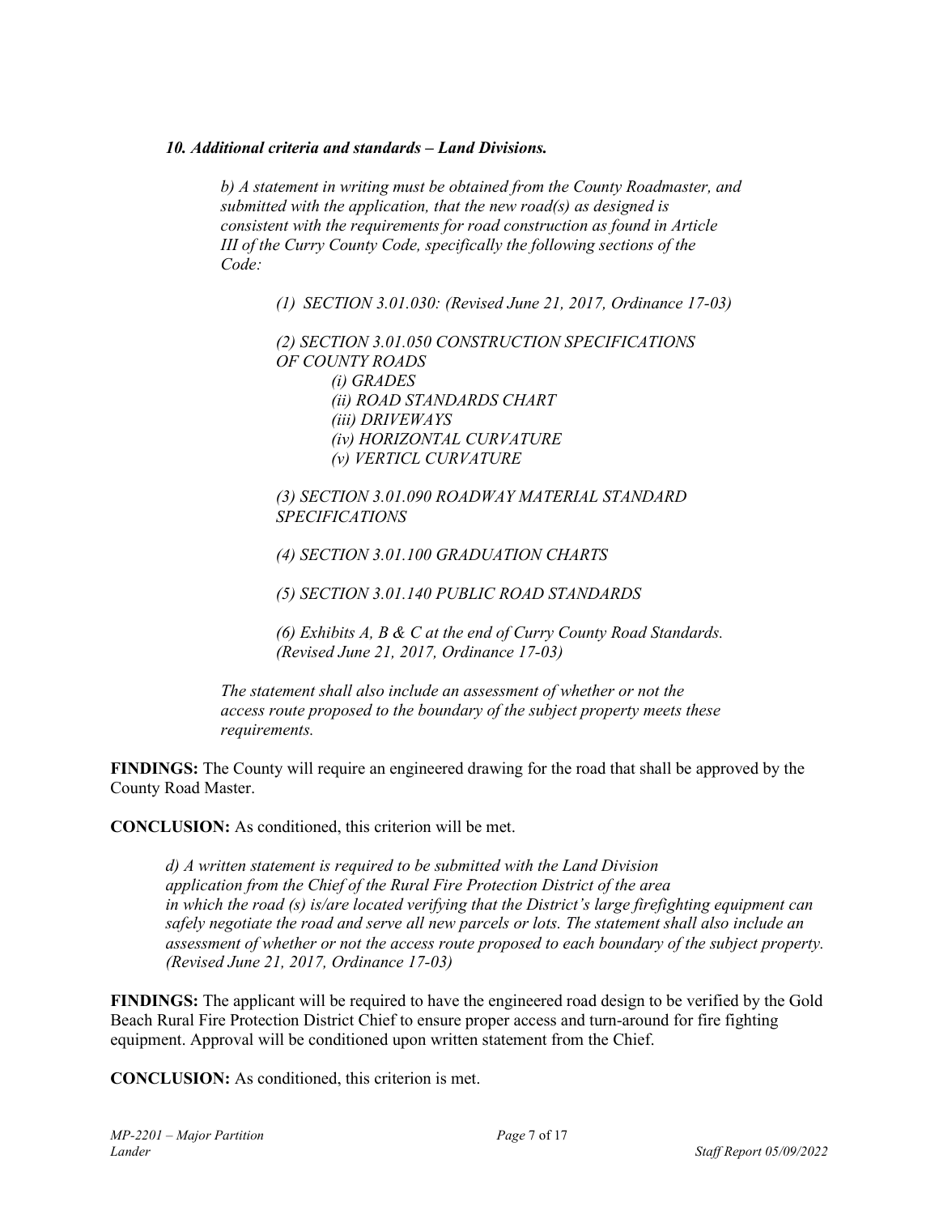***10. Additional criteria and standards – Land Divisions.***

*b) A statement in writing must be obtained from the County Roadmaster, and submitted with the application, that the new road(s) as designed is consistent with the requirements for road construction as found in Article III of the Curry County Code, specifically the following sections of the Code:*

*(1) SECTION 3.01.030: (Revised June 21, 2017, Ordinance 17-03)*

*(2) SECTION 3.01.050 CONSTRUCTION SPECIFICATIONS OF COUNTY ROADS*
*(i) GRADES*
*(ii) ROAD STANDARDS CHART*
*(iii) DRIVEWAYS*
*(iv) HORIZONTAL CURVATURE*
*(v) VERTICL CURVATURE*

*(3) SECTION 3.01.090 ROADWAY MATERIAL STANDARD SPECIFICATIONS*

*(4) SECTION 3.01.100 GRADUATION CHARTS*

*(5) SECTION 3.01.140 PUBLIC ROAD STANDARDS*

*(6) Exhibits A, B & C at the end of Curry County Road Standards. (Revised June 21, 2017, Ordinance 17-03)*

*The statement shall also include an assessment of whether or not the access route proposed to the boundary of the subject property meets these requirements.*

**FINDINGS:** The County will require an engineered drawing for the road that shall be approved by the County Road Master.

**CONCLUSION:** As conditioned, this criterion will be met.

*d) A written statement is required to be submitted with the Land Division application from the Chief of the Rural Fire Protection District of the area in which the road (s) is/are located verifying that the District's large firefighting equipment can safely negotiate the road and serve all new parcels or lots. The statement shall also include an assessment of whether or not the access route proposed to each boundary of the subject property. (Revised June 21, 2017, Ordinance 17-03)*

**FINDINGS:** The applicant will be required to have the engineered road design to be verified by the Gold Beach Rural Fire Protection District Chief to ensure proper access and turn-around for fire fighting equipment. Approval will be conditioned upon written statement from the Chief.

**CONCLUSION:** As conditioned, this criterion is met.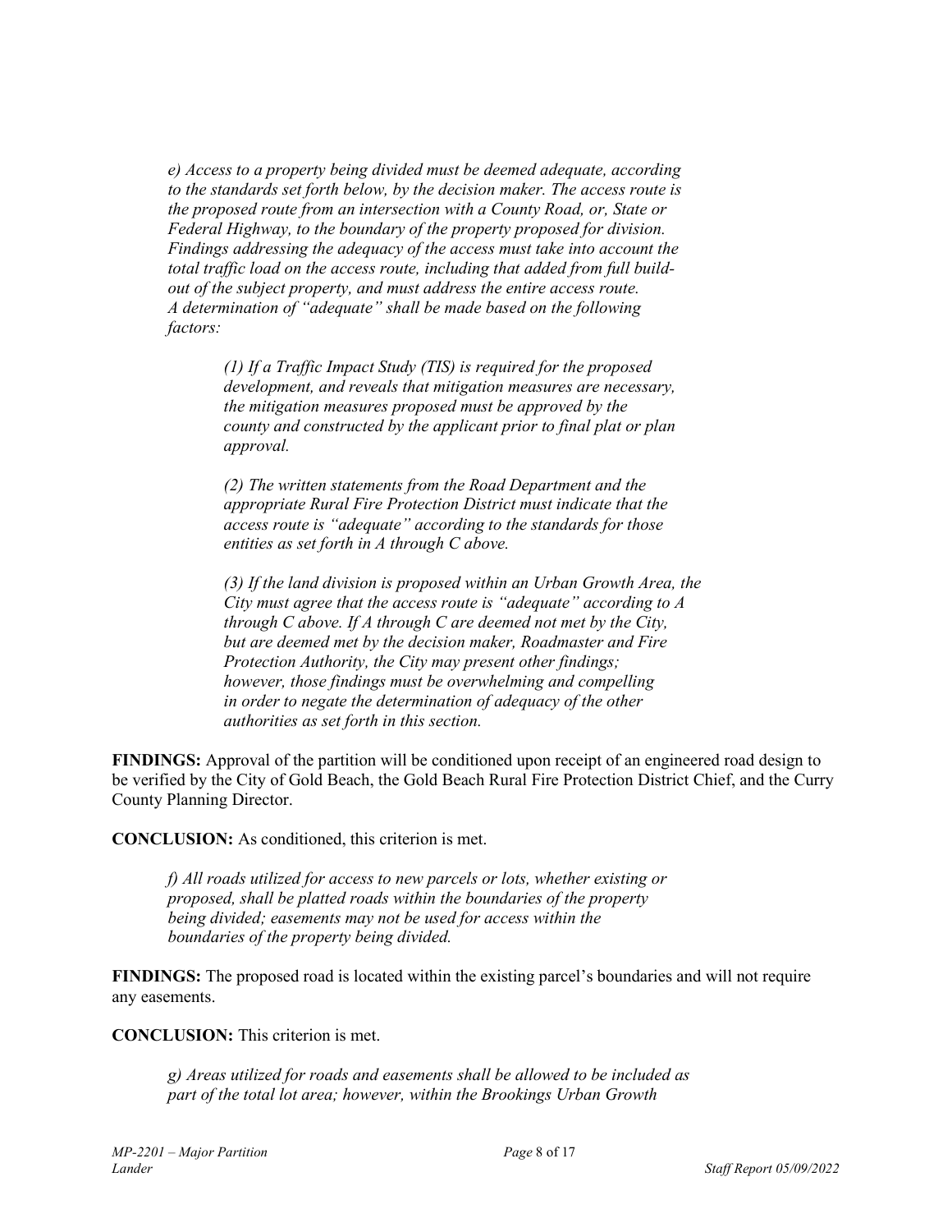*e) Access to a property being divided must be deemed adequate, according to the standards set forth below, by the decision maker. The access route is the proposed route from an intersection with a County Road, or, State or Federal Highway, to the boundary of the property proposed for division. Findings addressing the adequacy of the access must take into account the total traffic load on the access route, including that added from full build-out of the subject property, and must address the entire access route. A determination of "adequate" shall be made based on the following factors:*

> *(1) If a Traffic Impact Study (TIS) is required for the proposed development, and reveals that mitigation measures are necessary, the mitigation measures proposed must be approved by the county and constructed by the applicant prior to final plat or plan approval.*
>
> *(2) The written statements from the Road Department and the appropriate Rural Fire Protection District must indicate that the access route is "adequate" according to the standards for those entities as set forth in A through C above.*
>
> *(3) If the land division is proposed within an Urban Growth Area, the City must agree that the access route is "adequate" according to A through C above. If A through C are deemed not met by the City, but are deemed met by the decision maker, Roadmaster and Fire Protection Authority, the City may present other findings; however, those findings must be overwhelming and compelling in order to negate the determination of adequacy of the other authorities as set forth in this section.*

**FINDINGS:** Approval of the partition will be conditioned upon receipt of an engineered road design to be verified by the City of Gold Beach, the Gold Beach Rural Fire Protection District Chief, and the Curry County Planning Director.

**CONCLUSION:** As conditioned, this criterion is met.

*f) All roads utilized for access to new parcels or lots, whether existing or proposed, shall be platted roads within the boundaries of the property being divided; easements may not be used for access within the boundaries of the property being divided.*

**FINDINGS:** The proposed road is located within the existing parcel's boundaries and will not require any easements.

**CONCLUSION:** This criterion is met.

*g) Areas utilized for roads and easements shall be allowed to be included as part of the total lot area; however, within the Brookings Urban Growth*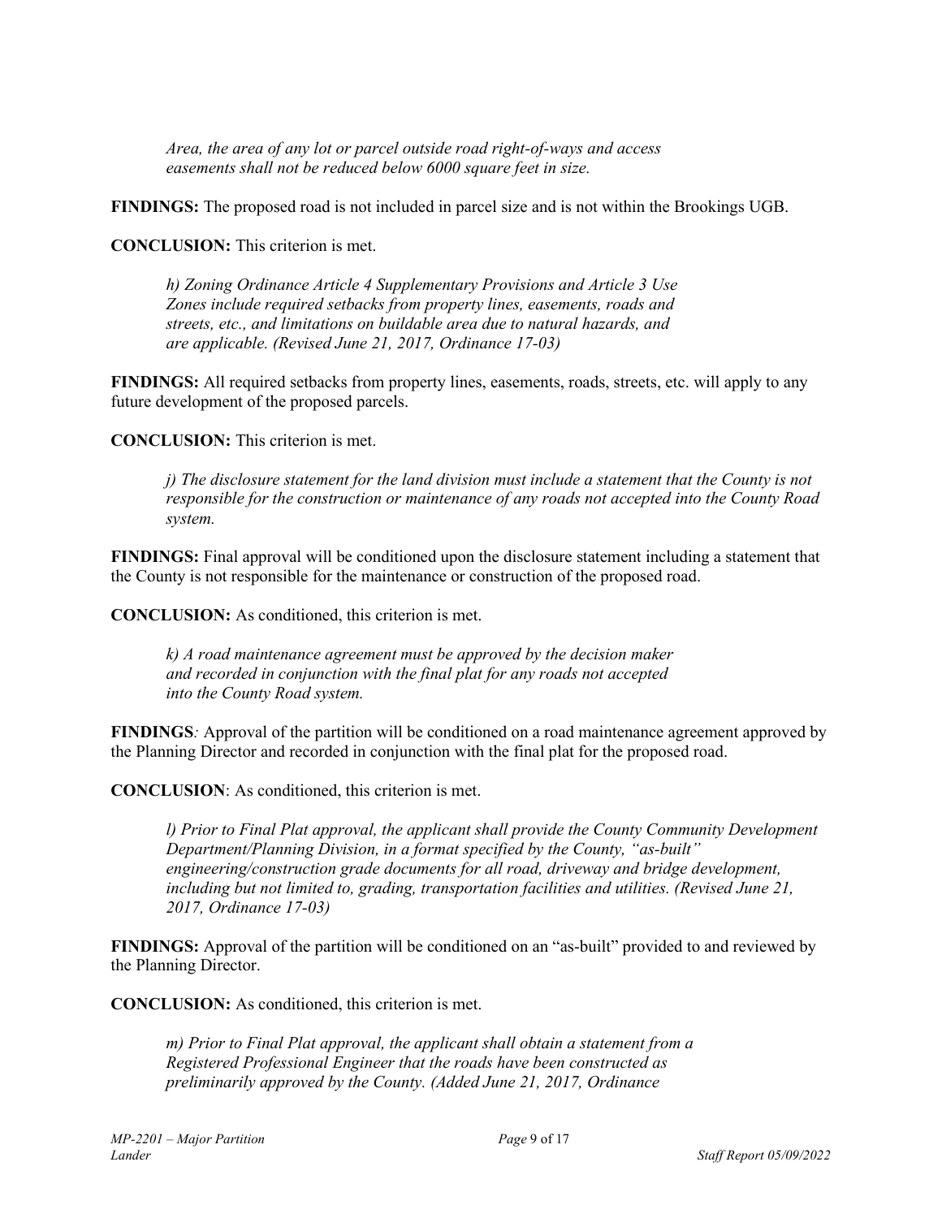*Area, the area of any lot or parcel outside road right-of-ways and access easements shall not be reduced below 6000 square feet in size.*

**FINDINGS:** The proposed road is not included in parcel size and is not within the Brookings UGB.

**CONCLUSION:** This criterion is met.

*h) Zoning Ordinance Article 4 Supplementary Provisions and Article 3 Use Zones include required setbacks from property lines, easements, roads and streets, etc., and limitations on buildable area due to natural hazards, and are applicable. (Revised June 21, 2017, Ordinance 17-03)*

**FINDINGS:** All required setbacks from property lines, easements, roads, streets, etc. will apply to any future development of the proposed parcels.

**CONCLUSION:** This criterion is met.

*j) The disclosure statement for the land division must include a statement that the County is not responsible for the construction or maintenance of any roads not accepted into the County Road system.*

**FINDINGS:** Final approval will be conditioned upon the disclosure statement including a statement that the County is not responsible for the maintenance or construction of the proposed road.

**CONCLUSION:** As conditioned, this criterion is met.

*k) A road maintenance agreement must be approved by the decision maker and recorded in conjunction with the final plat for any roads not accepted into the County Road system.*

**FINDINGS***:* Approval of the partition will be conditioned on a road maintenance agreement approved by the Planning Director and recorded in conjunction with the final plat for the proposed road.

**CONCLUSION**: As conditioned, this criterion is met.

*l) Prior to Final Plat approval, the applicant shall provide the County Community Development Department/Planning Division, in a format specified by the County, "as-built" engineering/construction grade documents for all road, driveway and bridge development, including but not limited to, grading, transportation facilities and utilities. (Revised June 21, 2017, Ordinance 17-03)*

**FINDINGS:** Approval of the partition will be conditioned on an "as-built" provided to and reviewed by the Planning Director.

**CONCLUSION:** As conditioned, this criterion is met.

*m) Prior to Final Plat approval, the applicant shall obtain a statement from a Registered Professional Engineer that the roads have been constructed as preliminarily approved by the County. (Added June 21, 2017, Ordinance*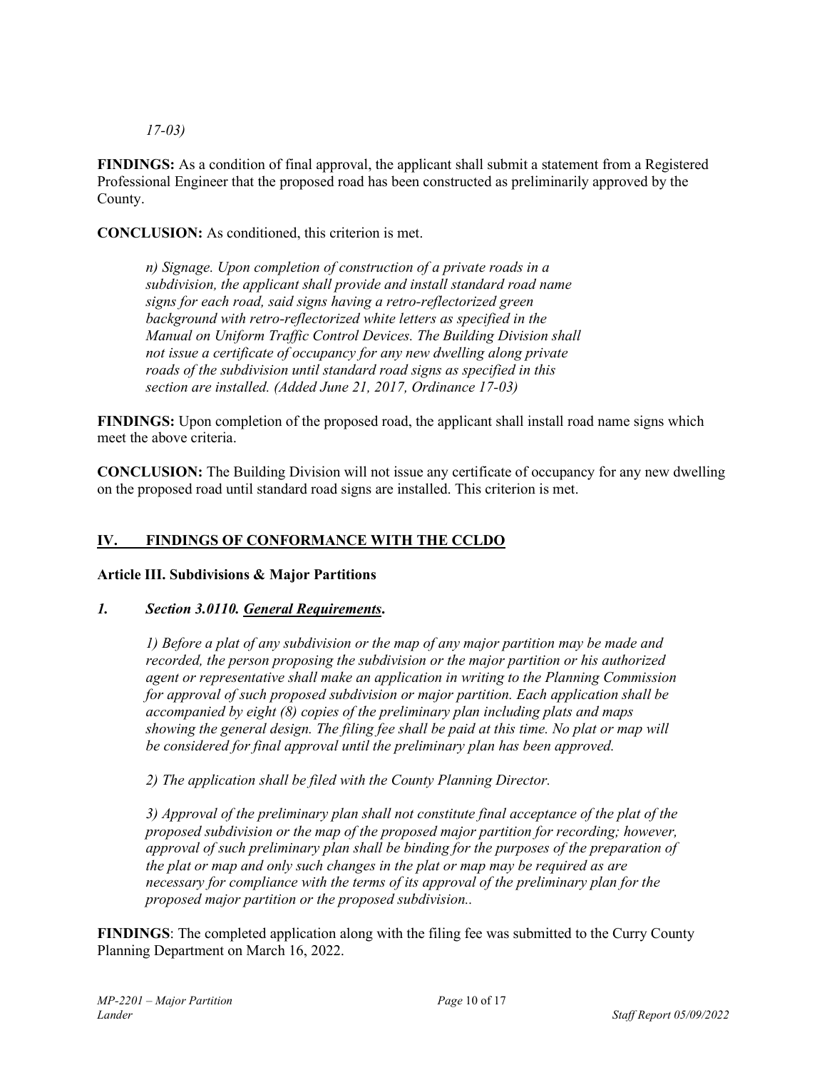*17-03)*

**FINDINGS:** As a condition of final approval, the applicant shall submit a statement from a Registered Professional Engineer that the proposed road has been constructed as preliminarily approved by the County.

**CONCLUSION:** As conditioned, this criterion is met.

> *n) Signage. Upon completion of construction of a private roads in a subdivision, the applicant shall provide and install standard road name signs for each road, said signs having a retro-reflectorized green background with retro-reflectorized white letters as specified in the Manual on Uniform Traffic Control Devices. The Building Division shall not issue a certificate of occupancy for any new dwelling along private roads of the subdivision until standard road signs as specified in this section are installed. (Added June 21, 2017, Ordinance 17-03)*

**FINDINGS:** Upon completion of the proposed road, the applicant shall install road name signs which meet the above criteria.

**CONCLUSION:** The Building Division will not issue any certificate of occupancy for any new dwelling on the proposed road until standard road signs are installed. This criterion is met.

## IV. FINDINGS OF CONFORMANCE WITH THE CCLDO

### Article III. Subdivisions & Major Partitions

#### *1. Section 3.0110. General Requirements.*

> *1) Before a plat of any subdivision or the map of any major partition may be made and recorded, the person proposing the subdivision or the major partition or his authorized agent or representative shall make an application in writing to the Planning Commission for approval of such proposed subdivision or major partition. Each application shall be accompanied by eight (8) copies of the preliminary plan including plats and maps showing the general design. The filing fee shall be paid at this time. No plat or map will be considered for final approval until the preliminary plan has been approved.*
>
> *2) The application shall be filed with the County Planning Director.*
>
> *3) Approval of the preliminary plan shall not constitute final acceptance of the plat of the proposed subdivision or the map of the proposed major partition for recording; however, approval of such preliminary plan shall be binding for the purposes of the preparation of the plat or map and only such changes in the plat or map may be required as are necessary for compliance with the terms of its approval of the preliminary plan for the proposed major partition or the proposed subdivision..*

**FINDINGS**: The completed application along with the filing fee was submitted to the Curry County Planning Department on March 16, 2022.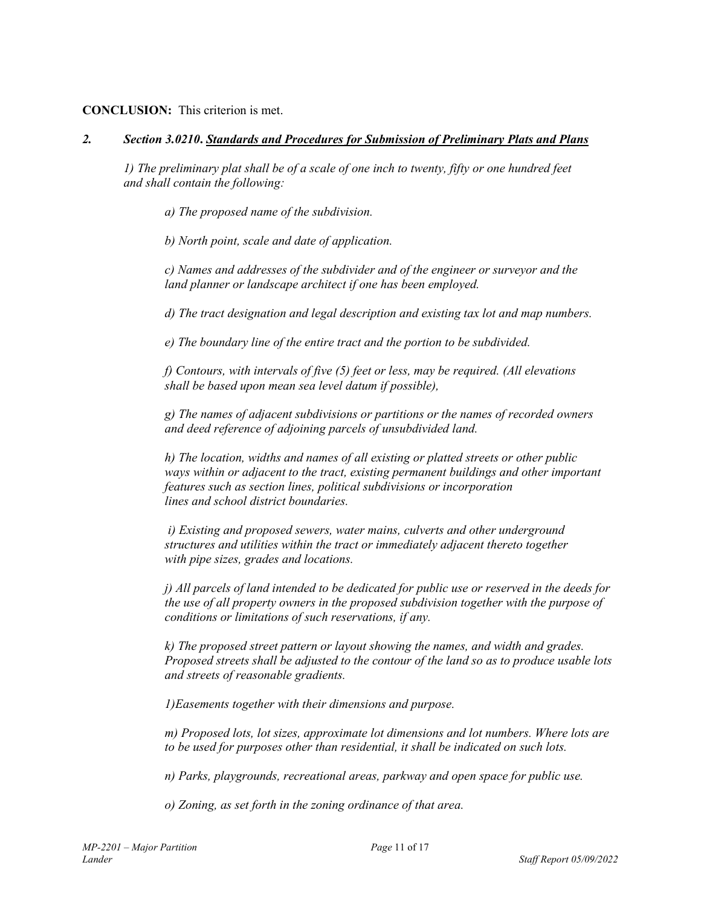**CONCLUSION:** This criterion is met.

### *2. Section 3.0210. Standards and Procedures for Submission of Preliminary Plats and Plans*

*1) The preliminary plat shall be of a scale of one inch to twenty, fifty or one hundred feet and shall contain the following:*

*a) The proposed name of the subdivision.*

*b) North point, scale and date of application.*

*c) Names and addresses of the subdivider and of the engineer or surveyor and the land planner or landscape architect if one has been employed.*

*d) The tract designation and legal description and existing tax lot and map numbers.*

*e) The boundary line of the entire tract and the portion to be subdivided.*

*f) Contours, with intervals of five (5) feet or less, may be required. (All elevations shall be based upon mean sea level datum if possible),*

*g) The names of adjacent subdivisions or partitions or the names of recorded owners and deed reference of adjoining parcels of unsubdivided land.*

*h) The location, widths and names of all existing or platted streets or other public ways within or adjacent to the tract, existing permanent buildings and other important features such as section lines, political subdivisions or incorporation lines and school district boundaries.*

*i) Existing and proposed sewers, water mains, culverts and other underground structures and utilities within the tract or immediately adjacent thereto together with pipe sizes, grades and locations.*

*j) All parcels of land intended to be dedicated for public use or reserved in the deeds for the use of all property owners in the proposed subdivision together with the purpose of conditions or limitations of such reservations, if any.*

*k) The proposed street pattern or layout showing the names, and width and grades. Proposed streets shall be adjusted to the contour of the land so as to produce usable lots and streets of reasonable gradients.*

*1)Easements together with their dimensions and purpose.*

*m) Proposed lots, lot sizes, approximate lot dimensions and lot numbers. Where lots are to be used for purposes other than residential, it shall be indicated on such lots.*

*n) Parks, playgrounds, recreational areas, parkway and open space for public use.*

*o) Zoning, as set forth in the zoning ordinance of that area.*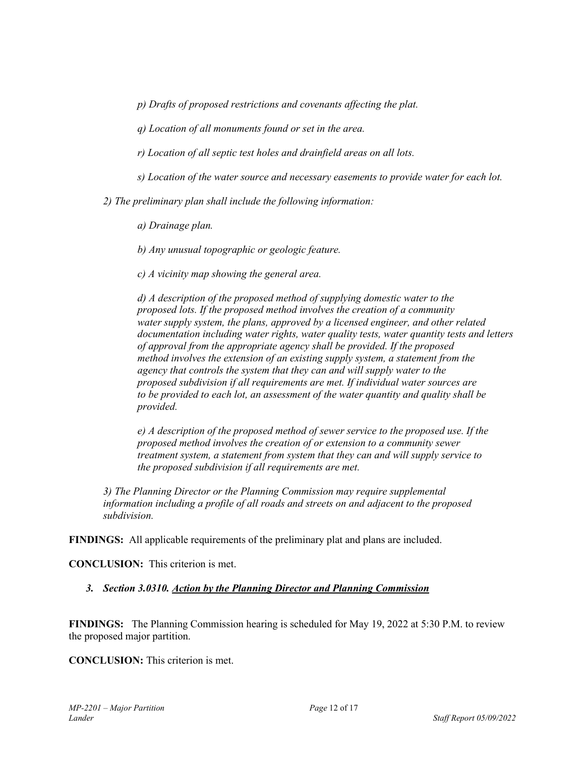*p) Drafts of proposed restrictions and covenants affecting the plat.*

*q) Location of all monuments found or set in the area.*

*r) Location of all septic test holes and drainfield areas on all lots.*

*s) Location of the water source and necessary easements to provide water for each lot.*

*2) The preliminary plan shall include the following information:*

*a) Drainage plan.*

*b) Any unusual topographic or geologic feature.*

*c) A vicinity map showing the general area.*

*d) A description of the proposed method of supplying domestic water to the proposed lots. If the proposed method involves the creation of a community water supply system, the plans, approved by a licensed engineer, and other related documentation including water rights, water quality tests, water quantity tests and letters of approval from the appropriate agency shall be provided. If the proposed method involves the extension of an existing supply system, a statement from the agency that controls the system that they can and will supply water to the proposed subdivision if all requirements are met. If individual water sources are to be provided to each lot, an assessment of the water quantity and quality shall be provided.*

*e) A description of the proposed method of sewer service to the proposed use. If the proposed method involves the creation of or extension to a community sewer treatment system, a statement from system that they can and will supply service to the proposed subdivision if all requirements are met.*

*3) The Planning Director or the Planning Commission may require supplemental information including a profile of all roads and streets on and adjacent to the proposed subdivision.*

**FINDINGS:** All applicable requirements of the preliminary plat and plans are included.

**CONCLUSION:** This criterion is met.

### *3. Section 3.0310. Action by the Planning Director and Planning Commission*

**FINDINGS:** The Planning Commission hearing is scheduled for May 19, 2022 at 5:30 P.M. to review the proposed major partition.

**CONCLUSION:** This criterion is met.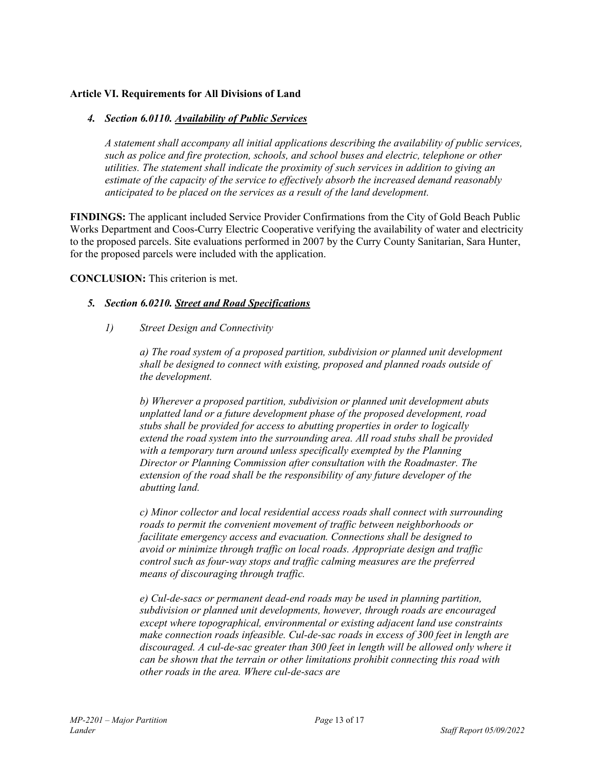**Article VI. Requirements for All Divisions of Land**

*4. Section 6.0110. <u>Availability of Public Services</u>*

*A statement shall accompany all initial applications describing the availability of public services, such as police and fire protection, schools, and school buses and electric, telephone or other utilities. The statement shall indicate the proximity of such services in addition to giving an estimate of the capacity of the service to effectively absorb the increased demand reasonably anticipated to be placed on the services as a result of the land development.*

**FINDINGS:** The applicant included Service Provider Confirmations from the City of Gold Beach Public Works Department and Coos-Curry Electric Cooperative verifying the availability of water and electricity to the proposed parcels. Site evaluations performed in 2007 by the Curry County Sanitarian, Sara Hunter, for the proposed parcels were included with the application.

**CONCLUSION:** This criterion is met.

*5. Section 6.0210. <u>Street and Road Specifications</u>*

*1) Street Design and Connectivity*

*a) The road system of a proposed partition, subdivision or planned unit development shall be designed to connect with existing, proposed and planned roads outside of the development.*

*b) Wherever a proposed partition, subdivision or planned unit development abuts unplatted land or a future development phase of the proposed development, road stubs shall be provided for access to abutting properties in order to logically extend the road system into the surrounding area. All road stubs shall be provided with a temporary turn around unless specifically exempted by the Planning Director or Planning Commission after consultation with the Roadmaster. The extension of the road shall be the responsibility of any future developer of the abutting land.*

*c) Minor collector and local residential access roads shall connect with surrounding roads to permit the convenient movement of traffic between neighborhoods or facilitate emergency access and evacuation. Connections shall be designed to avoid or minimize through traffic on local roads. Appropriate design and traffic control such as four-way stops and traffic calming measures are the preferred means of discouraging through traffic.*

*e) Cul-de-sacs or permanent dead-end roads may be used in planning partition, subdivision or planned unit developments, however, through roads are encouraged except where topographical, environmental or existing adjacent land use constraints make connection roads infeasible. Cul-de-sac roads in excess of 300 feet in length are discouraged. A cul-de-sac greater than 300 feet in length will be allowed only where it can be shown that the terrain or other limitations prohibit connecting this road with other roads in the area. Where cul-de-sacs are*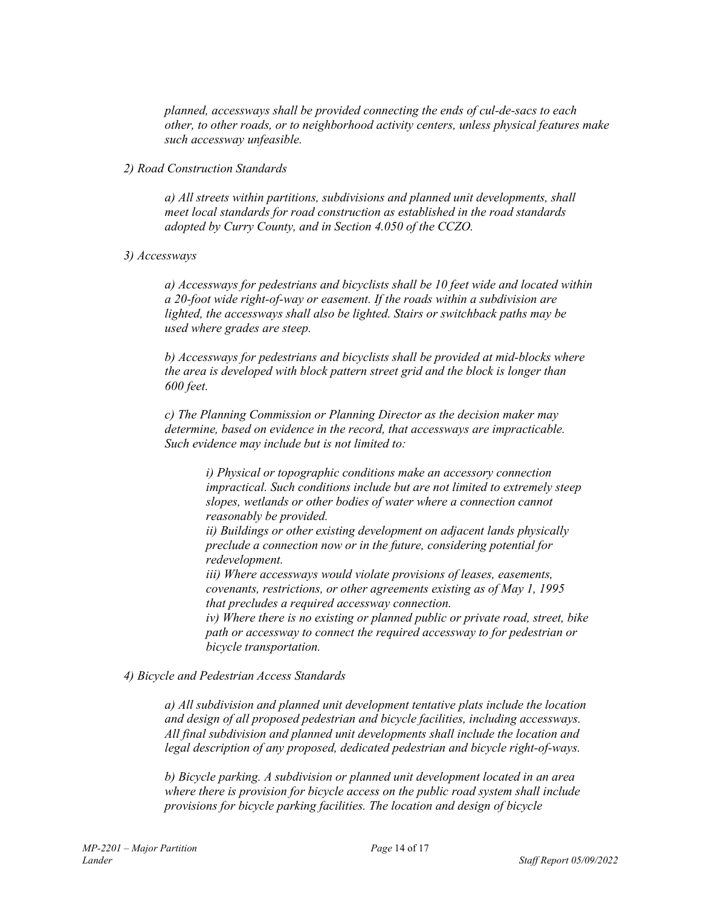*planned, accessways shall be provided connecting the ends of cul-de-sacs to each other, to other roads, or to neighborhood activity centers, unless physical features make such accessway unfeasible.*

*2) Road Construction Standards*

*a) All streets within partitions, subdivisions and planned unit developments, shall meet local standards for road construction as established in the road standards adopted by Curry County, and in Section 4.050 of the CCZO.*

*3) Accessways*

*a) Accessways for pedestrians and bicyclists shall be 10 feet wide and located within a 20-foot wide right-of-way or easement. If the roads within a subdivision are lighted, the accessways shall also be lighted. Stairs or switchback paths may be used where grades are steep.*

*b) Accessways for pedestrians and bicyclists shall be provided at mid-blocks where the area is developed with block pattern street grid and the block is longer than 600 feet.*

*c) The Planning Commission or Planning Director as the decision maker may determine, based on evidence in the record, that accessways are impracticable. Such evidence may include but is not limited to:*

*i) Physical or topographic conditions make an accessory connection impractical. Such conditions include but are not limited to extremely steep slopes, wetlands or other bodies of water where a connection cannot reasonably be provided.*
*ii) Buildings or other existing development on adjacent lands physically preclude a connection now or in the future, considering potential for redevelopment.*
*iii) Where accessways would violate provisions of leases, easements, covenants, restrictions, or other agreements existing as of May 1, 1995 that precludes a required accessway connection.*
*iv) Where there is no existing or planned public or private road, street, bike path or accessway to connect the required accessway to for pedestrian or bicycle transportation.*

*4) Bicycle and Pedestrian Access Standards*

*a) All subdivision and planned unit development tentative plats include the location and design of all proposed pedestrian and bicycle facilities, including accessways. All final subdivision and planned unit developments shall include the location and legal description of any proposed, dedicated pedestrian and bicycle right-of-ways.*

*b) Bicycle parking. A subdivision or planned unit development located in an area where there is provision for bicycle access on the public road system shall include provisions for bicycle parking facilities. The location and design of bicycle*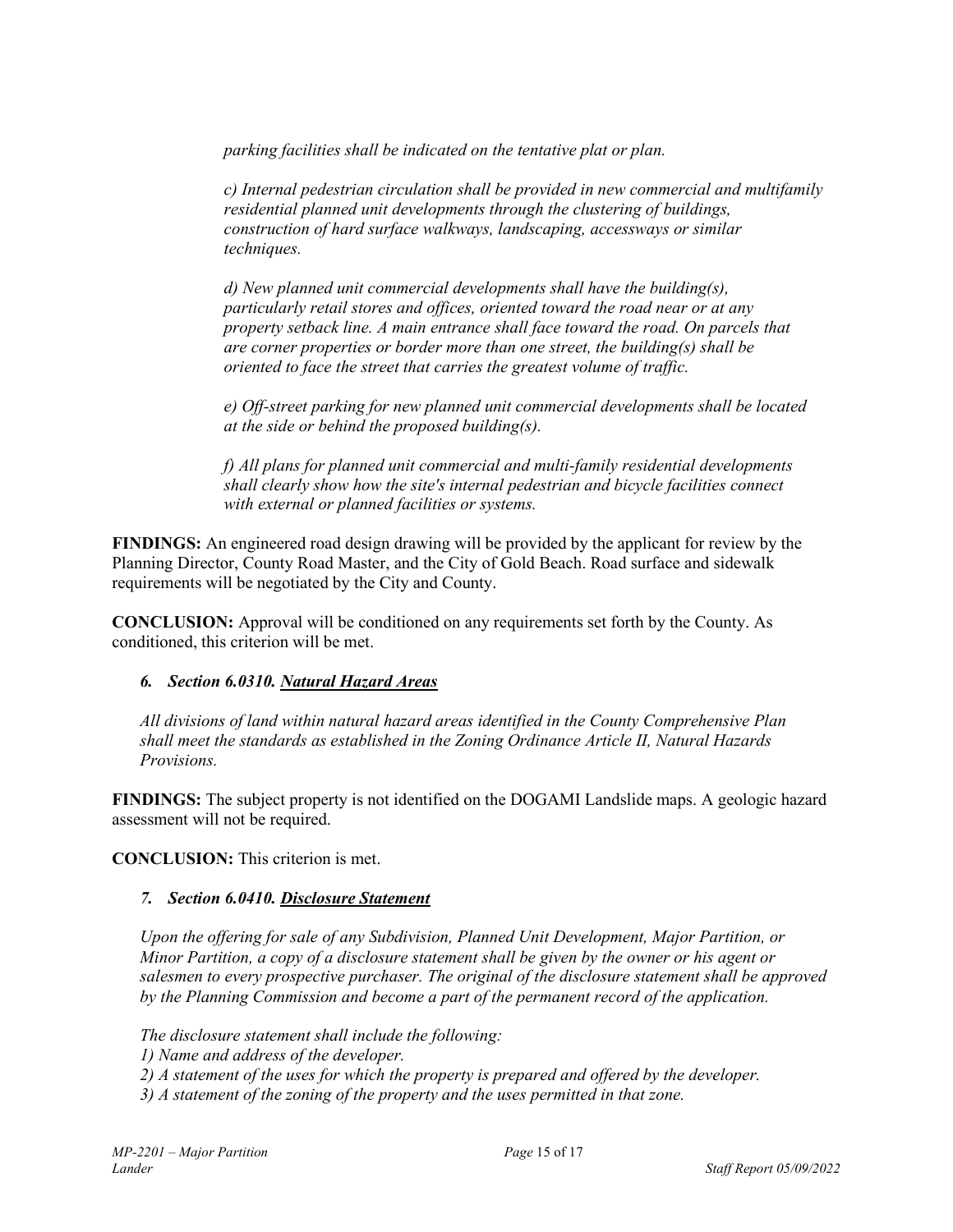*parking facilities shall be indicated on the tentative plat or plan.*

*c) Internal pedestrian circulation shall be provided in new commercial and multifamily residential planned unit developments through the clustering of buildings, construction of hard surface walkways, landscaping, accessways or similar techniques.*

*d) New planned unit commercial developments shall have the building(s), particularly retail stores and offices, oriented toward the road near or at any property setback line. A main entrance shall face toward the road. On parcels that are corner properties or border more than one street, the building(s) shall be oriented to face the street that carries the greatest volume of traffic.*

*e) Off-street parking for new planned unit commercial developments shall be located at the side or behind the proposed building(s).*

*f) All plans for planned unit commercial and multi-family residential developments shall clearly show how the site's internal pedestrian and bicycle facilities connect with external or planned facilities or systems.*

**FINDINGS:** An engineered road design drawing will be provided by the applicant for review by the Planning Director, County Road Master, and the City of Gold Beach. Road surface and sidewalk requirements will be negotiated by the City and County.

**CONCLUSION:** Approval will be conditioned on any requirements set forth by the County. As conditioned, this criterion will be met.

### *6. Section 6.0310. Natural Hazard Areas*

*All divisions of land within natural hazard areas identified in the County Comprehensive Plan shall meet the standards as established in the Zoning Ordinance Article II, Natural Hazards Provisions.*

**FINDINGS:** The subject property is not identified on the DOGAMI Landslide maps. A geologic hazard assessment will not be required.

**CONCLUSION:** This criterion is met.

### *7. Section 6.0410. Disclosure Statement*

*Upon the offering for sale of any Subdivision, Planned Unit Development, Major Partition, or Minor Partition, a copy of a disclosure statement shall be given by the owner or his agent or salesmen to every prospective purchaser. The original of the disclosure statement shall be approved by the Planning Commission and become a part of the permanent record of the application.*

*The disclosure statement shall include the following:*
*1) Name and address of the developer.*
*2) A statement of the uses for which the property is prepared and offered by the developer.*
*3) A statement of the zoning of the property and the uses permitted in that zone.*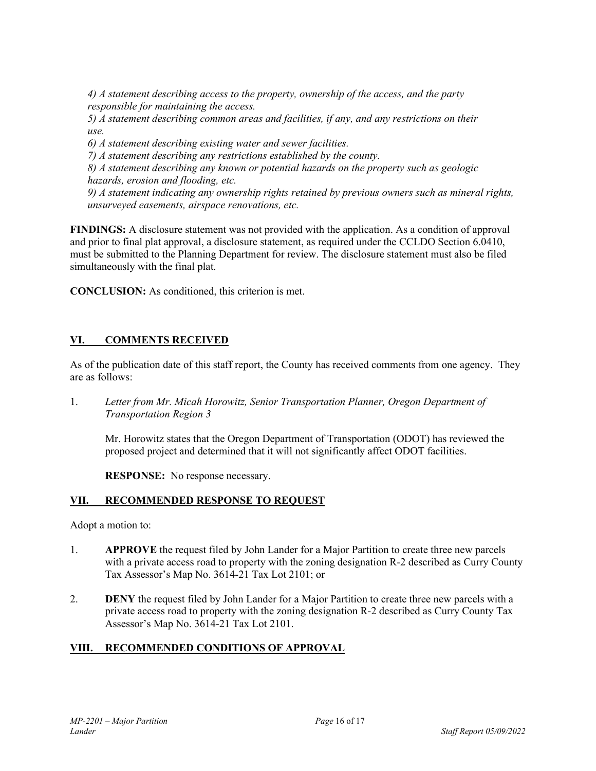*4) A statement describing access to the property, ownership of the access, and the party responsible for maintaining the access.*
*5) A statement describing common areas and facilities, if any, and any restrictions on their use.*
*6) A statement describing existing water and sewer facilities.*
*7) A statement describing any restrictions established by the county.*
*8) A statement describing any known or potential hazards on the property such as geologic hazards, erosion and flooding, etc.*
*9) A statement indicating any ownership rights retained by previous owners such as mineral rights, unsurveyed easements, airspace renovations, etc.*

**FINDINGS:** A disclosure statement was not provided with the application. As a condition of approval and prior to final plat approval, a disclosure statement, as required under the CCLDO Section 6.0410, must be submitted to the Planning Department for review. The disclosure statement must also be filed simultaneously with the final plat.

**CONCLUSION:** As conditioned, this criterion is met.

## VI. COMMENTS RECEIVED

As of the publication date of this staff report, the County has received comments from one agency. They are as follows:

1. *Letter from Mr. Micah Horowitz, Senior Transportation Planner, Oregon Department of Transportation Region 3*

   Mr. Horowitz states that the Oregon Department of Transportation (ODOT) has reviewed the proposed project and determined that it will not significantly affect ODOT facilities.

   **RESPONSE:** No response necessary.

## VII. RECOMMENDED RESPONSE TO REQUEST

Adopt a motion to:

1. **APPROVE** the request filed by John Lander for a Major Partition to create three new parcels with a private access road to property with the zoning designation R-2 described as Curry County Tax Assessor's Map No. 3614-21 Tax Lot 2101; or

2. **DENY** the request filed by John Lander for a Major Partition to create three new parcels with a private access road to property with the zoning designation R-2 described as Curry County Tax Assessor's Map No. 3614-21 Tax Lot 2101.

## VIII. RECOMMENDED CONDITIONS OF APPROVAL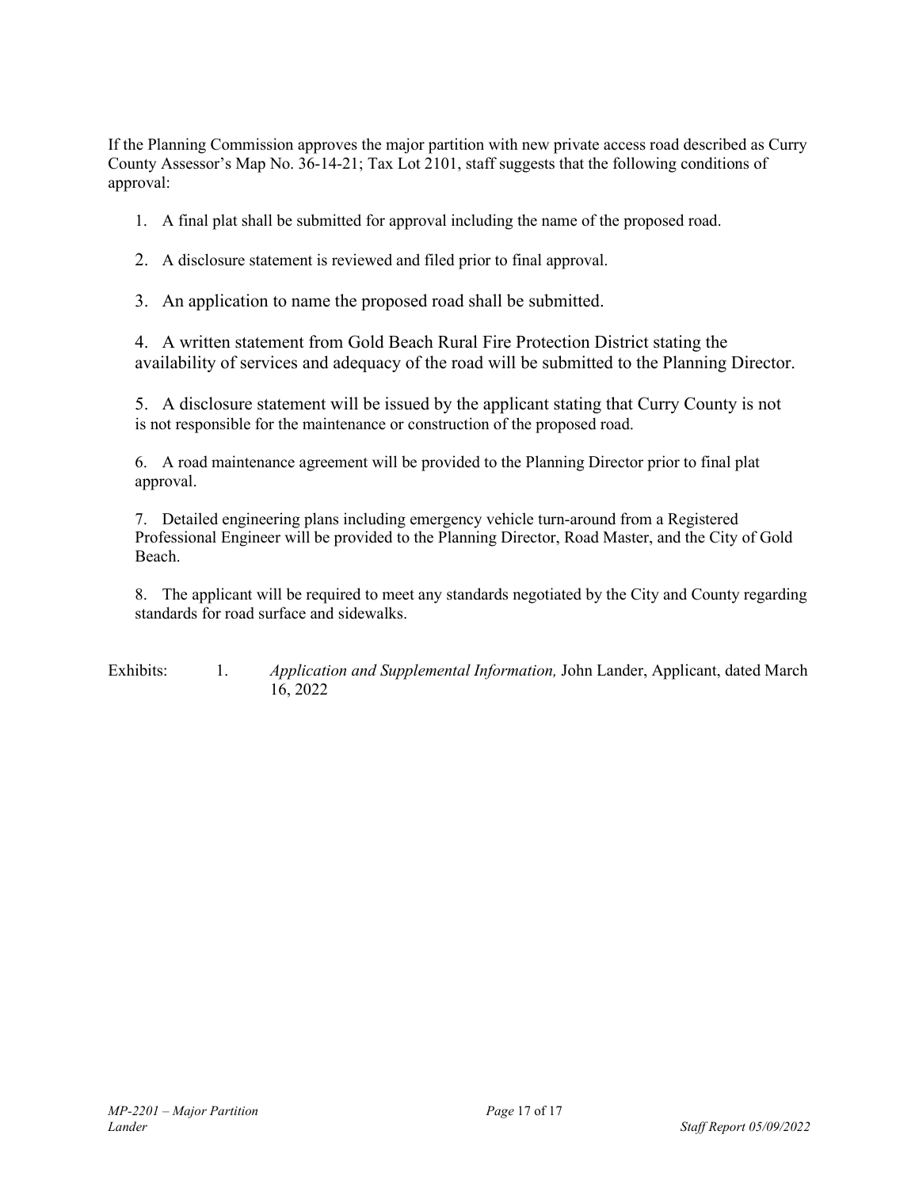If the Planning Commission approves the major partition with new private access road described as Curry County Assessor's Map No. 36-14-21; Tax Lot 2101, staff suggests that the following conditions of approval:

1. A final plat shall be submitted for approval including the name of the proposed road.

2. A disclosure statement is reviewed and filed prior to final approval.

3. An application to name the proposed road shall be submitted.

4. A written statement from Gold Beach Rural Fire Protection District stating the availability of services and adequacy of the road will be submitted to the Planning Director.

5. A disclosure statement will be issued by the applicant stating that Curry County is not is not responsible for the maintenance or construction of the proposed road.

6. A road maintenance agreement will be provided to the Planning Director prior to final plat approval.

7. Detailed engineering plans including emergency vehicle turn-around from a Registered Professional Engineer will be provided to the Planning Director, Road Master, and the City of Gold Beach.

8. The applicant will be required to meet any standards negotiated by the City and County regarding standards for road surface and sidewalks.

Exhibits: 1. *Application and Supplemental Information,* John Lander, Applicant, dated March 16, 2022